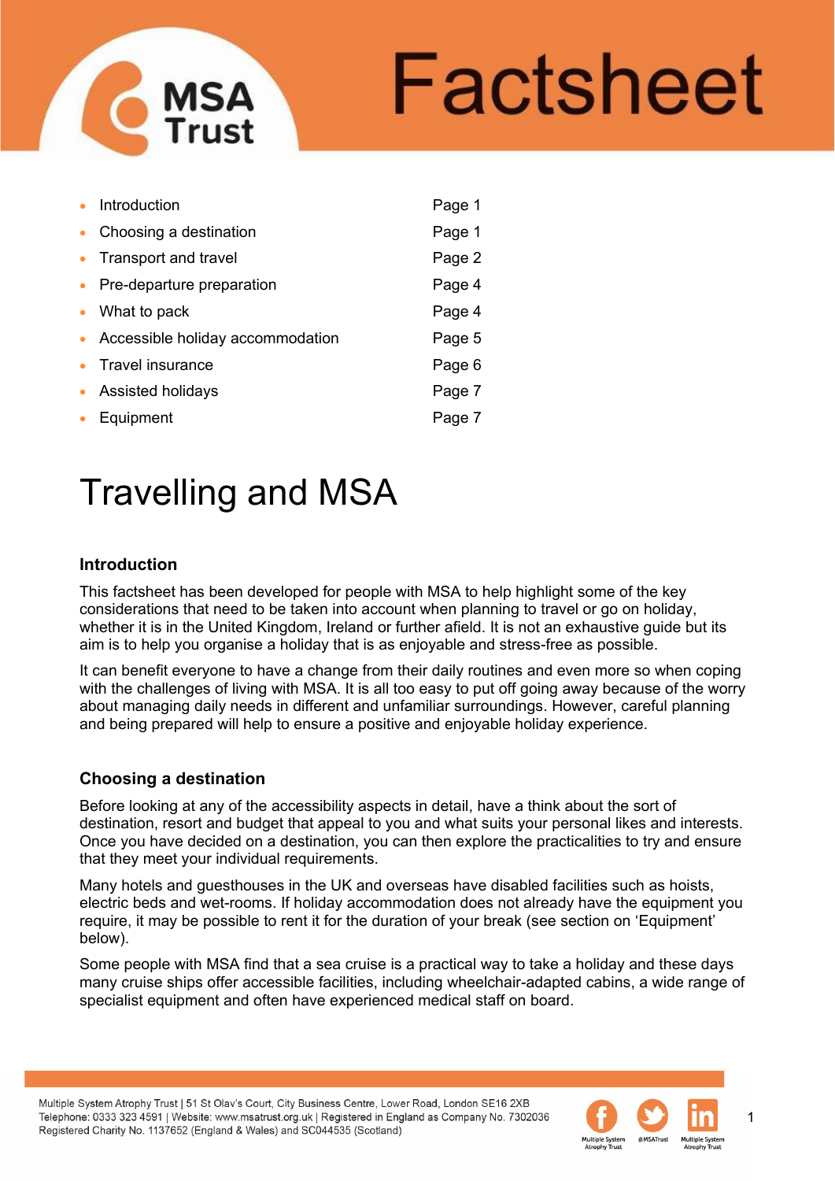# Factsheet

- Introduction — Page 1
- Choosing a destination — Page 1
- Transport and travel — Page 2
- Pre-departure preparation — Page 4
- What to pack — Page 4
- Accessible holiday accommodation — Page 5
- Travel insurance — Page 6
- Assisted holidays — Page 7
- Equipment — Page 7

# Travelling and MSA

## Introduction

This factsheet has been developed for people with MSA to help highlight some of the key considerations that need to be taken into account when planning to travel or go on holiday, whether it is in the United Kingdom, Ireland or further afield. It is not an exhaustive guide but its aim is to help you organise a holiday that is as enjoyable and stress-free as possible.

It can benefit everyone to have a change from their daily routines and even more so when coping with the challenges of living with MSA. It is all too easy to put off going away because of the worry about managing daily needs in different and unfamiliar surroundings. However, careful planning and being prepared will help to ensure a positive and enjoyable holiday experience.

## Choosing a destination

Before looking at any of the accessibility aspects in detail, have a think about the sort of destination, resort and budget that appeal to you and what suits your personal likes and interests. Once you have decided on a destination, you can then explore the practicalities to try and ensure that they meet your individual requirements.

Many hotels and guesthouses in the UK and overseas have disabled facilities such as hoists, electric beds and wet-rooms. If holiday accommodation does not already have the equipment you require, it may be possible to rent it for the duration of your break (see section on 'Equipment' below).

Some people with MSA find that a sea cruise is a practical way to take a holiday and these days many cruise ships offer accessible facilities, including wheelchair-adapted cabins, a wide range of specialist equipment and often have experienced medical staff on board.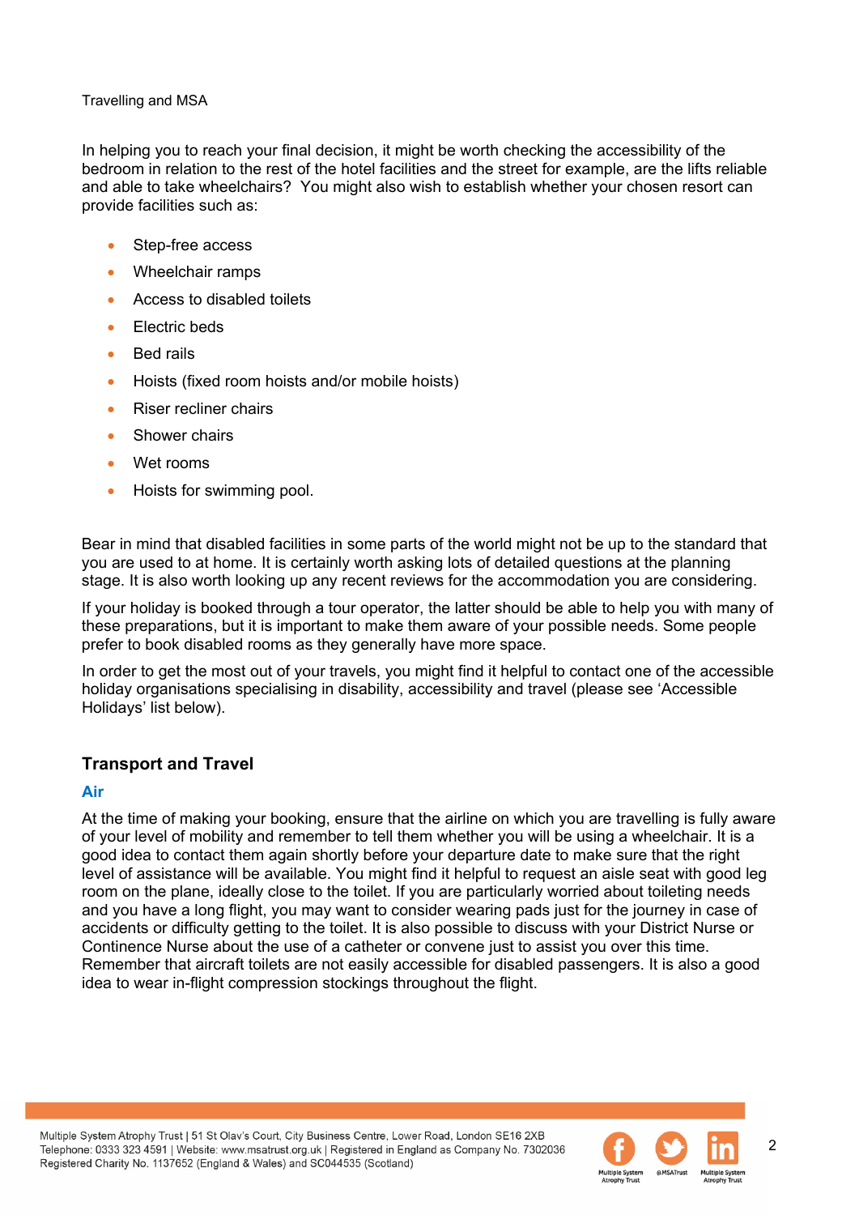In helping you to reach your final decision, it might be worth checking the accessibility of the bedroom in relation to the rest of the hotel facilities and the street for example, are the lifts reliable and able to take wheelchairs? You might also wish to establish whether your chosen resort can provide facilities such as:

- Step-free access
- Wheelchair ramps
- Access to disabled toilets
- Electric beds
- Bed rails
- Hoists (fixed room hoists and/or mobile hoists)
- Riser recliner chairs
- Shower chairs
- Wet rooms
- Hoists for swimming pool.

Bear in mind that disabled facilities in some parts of the world might not be up to the standard that you are used to at home. It is certainly worth asking lots of detailed questions at the planning stage. It is also worth looking up any recent reviews for the accommodation you are considering.

If your holiday is booked through a tour operator, the latter should be able to help you with many of these preparations, but it is important to make them aware of your possible needs. Some people prefer to book disabled rooms as they generally have more space.

In order to get the most out of your travels, you might find it helpful to contact one of the accessible holiday organisations specialising in disability, accessibility and travel (please see 'Accessible Holidays' list below).

## Transport and Travel

### Air

At the time of making your booking, ensure that the airline on which you are travelling is fully aware of your level of mobility and remember to tell them whether you will be using a wheelchair. It is a good idea to contact them again shortly before your departure date to make sure that the right level of assistance will be available. You might find it helpful to request an aisle seat with good leg room on the plane, ideally close to the toilet. If you are particularly worried about toileting needs and you have a long flight, you may want to consider wearing pads just for the journey in case of accidents or difficulty getting to the toilet. It is also possible to discuss with your District Nurse or Continence Nurse about the use of a catheter or convene just to assist you over this time. Remember that aircraft toilets are not easily accessible for disabled passengers. It is also a good idea to wear in-flight compression stockings throughout the flight.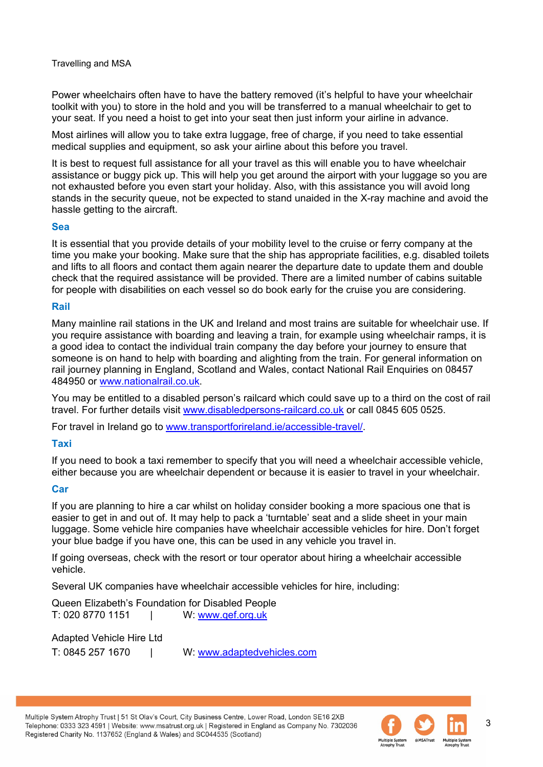Power wheelchairs often have to have the battery removed (it's helpful to have your wheelchair toolkit with you) to store in the hold and you will be transferred to a manual wheelchair to get to your seat. If you need a hoist to get into your seat then just inform your airline in advance.

Most airlines will allow you to take extra luggage, free of charge, if you need to take essential medical supplies and equipment, so ask your airline about this before you travel.

It is best to request full assistance for all your travel as this will enable you to have wheelchair assistance or buggy pick up. This will help you get around the airport with your luggage so you are not exhausted before you even start your holiday. Also, with this assistance you will avoid long stands in the security queue, not be expected to stand unaided in the X-ray machine and avoid the hassle getting to the aircraft.

### Sea

It is essential that you provide details of your mobility level to the cruise or ferry company at the time you make your booking. Make sure that the ship has appropriate facilities, e.g. disabled toilets and lifts to all floors and contact them again nearer the departure date to update them and double check that the required assistance will be provided. There are a limited number of cabins suitable for people with disabilities on each vessel so do book early for the cruise you are considering.

### Rail

Many mainline rail stations in the UK and Ireland and most trains are suitable for wheelchair use. If you require assistance with boarding and leaving a train, for example using wheelchair ramps, it is a good idea to contact the individual train company the day before your journey to ensure that someone is on hand to help with boarding and alighting from the train. For general information on rail journey planning in England, Scotland and Wales, contact National Rail Enquiries on 08457 484950 or www.nationalrail.co.uk.

You may be entitled to a disabled person's railcard which could save up to a third on the cost of rail travel. For further details visit www.disabledpersons-railcard.co.uk or call 0845 605 0525.

For travel in Ireland go to www.transportforireland.ie/accessible-travel/.

### Taxi

If you need to book a taxi remember to specify that you will need a wheelchair accessible vehicle, either because you are wheelchair dependent or because it is easier to travel in your wheelchair.

### Car

If you are planning to hire a car whilst on holiday consider booking a more spacious one that is easier to get in and out of. It may help to pack a 'turntable' seat and a slide sheet in your main luggage. Some vehicle hire companies have wheelchair accessible vehicles for hire. Don't forget your blue badge if you have one, this can be used in any vehicle you travel in.

If going overseas, check with the resort or tour operator about hiring a wheelchair accessible vehicle.

Several UK companies have wheelchair accessible vehicles for hire, including:

Queen Elizabeth's Foundation for Disabled People
T: 020 8770 1151 | W: www.qef.org.uk

Adapted Vehicle Hire Ltd
T: 0845 257 1670 | W: www.adaptedvehicles.com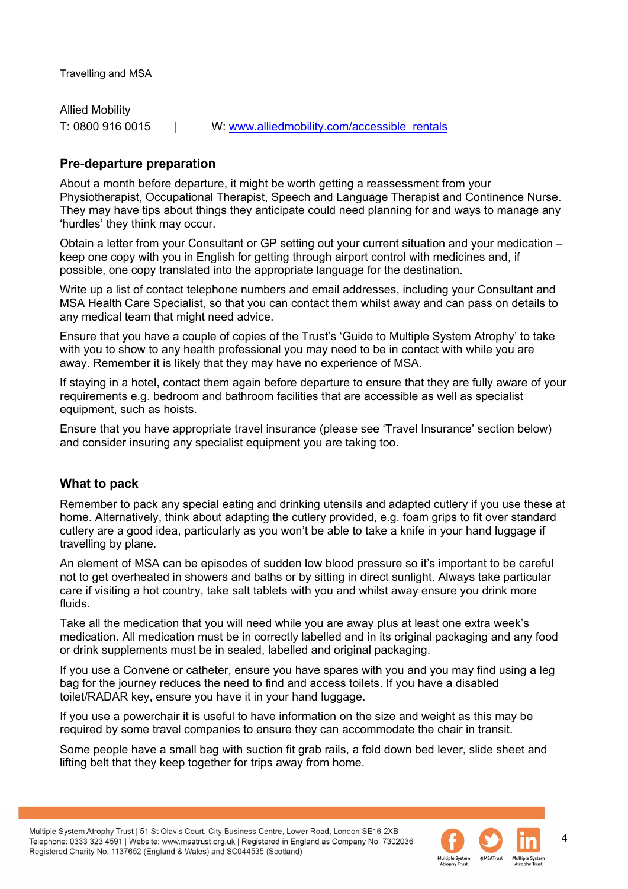Travelling and MSA

Allied Mobility
T: 0800 916 0015 | W: [www.alliedmobility.com/accessible_rentals](www.alliedmobility.com/accessible_rentals)

## Pre-departure preparation

About a month before departure, it might be worth getting a reassessment from your Physiotherapist, Occupational Therapist, Speech and Language Therapist and Continence Nurse. They may have tips about things they anticipate could need planning for and ways to manage any 'hurdles' they think may occur.

Obtain a letter from your Consultant or GP setting out your current situation and your medication – keep one copy with you in English for getting through airport control with medicines and, if possible, one copy translated into the appropriate language for the destination.

Write up a list of contact telephone numbers and email addresses, including your Consultant and MSA Health Care Specialist, so that you can contact them whilst away and can pass on details to any medical team that might need advice.

Ensure that you have a couple of copies of the Trust's 'Guide to Multiple System Atrophy' to take with you to show to any health professional you may need to be in contact with while you are away. Remember it is likely that they may have no experience of MSA.

If staying in a hotel, contact them again before departure to ensure that they are fully aware of your requirements e.g. bedroom and bathroom facilities that are accessible as well as specialist equipment, such as hoists.

Ensure that you have appropriate travel insurance (please see 'Travel Insurance' section below) and consider insuring any specialist equipment you are taking too.

## What to pack

Remember to pack any special eating and drinking utensils and adapted cutlery if you use these at home. Alternatively, think about adapting the cutlery provided, e.g. foam grips to fit over standard cutlery are a good idea, particularly as you won't be able to take a knife in your hand luggage if travelling by plane.

An element of MSA can be episodes of sudden low blood pressure so it's important to be careful not to get overheated in showers and baths or by sitting in direct sunlight. Always take particular care if visiting a hot country, take salt tablets with you and whilst away ensure you drink more fluids.

Take all the medication that you will need while you are away plus at least one extra week's medication. All medication must be in correctly labelled and in its original packaging and any food or drink supplements must be in sealed, labelled and original packaging.

If you use a Convene or catheter, ensure you have spares with you and you may find using a leg bag for the journey reduces the need to find and access toilets. If you have a disabled toilet/RADAR key, ensure you have it in your hand luggage.

If you use a powerchair it is useful to have information on the size and weight as this may be required by some travel companies to ensure they can accommodate the chair in transit.

Some people have a small bag with suction fit grab rails, a fold down bed lever, slide sheet and lifting belt that they keep together for trips away from home.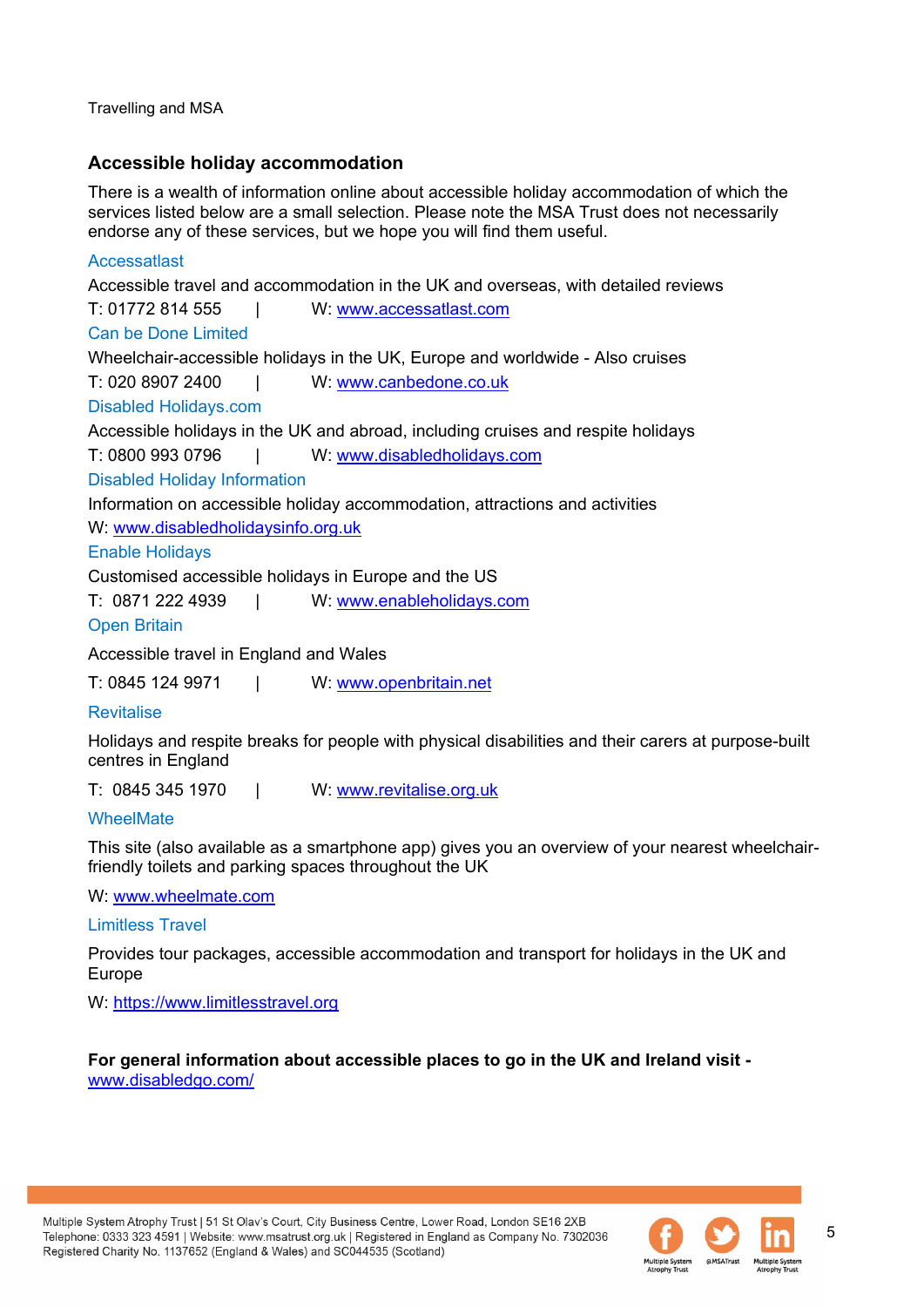## Accessible holiday accommodation

There is a wealth of information online about accessible holiday accommodation of which the services listed below are a small selection. Please note the MSA Trust does not necessarily endorse any of these services, but we hope you will find them useful.

**Accessatlast**

Accessible travel and accommodation in the UK and overseas, with detailed reviews

T: 01772 814 555 | W: www.accessatlast.com

**Can be Done Limited**

Wheelchair-accessible holidays in the UK, Europe and worldwide - Also cruises

T: 020 8907 2400 | W: www.canbedone.co.uk

**Disabled Holidays.com**

Accessible holidays in the UK and abroad, including cruises and respite holidays

T: 0800 993 0796 | W: www.disabledholidays.com

**Disabled Holiday Information**

Information on accessible holiday accommodation, attractions and activities

W: www.disabledholidaysinfo.org.uk

**Enable Holidays**

Customised accessible holidays in Europe and the US

T: 0871 222 4939 | W: www.enableholidays.com

**Open Britain**

Accessible travel in England and Wales

T: 0845 124 9971 | W: www.openbritain.net

**Revitalise**

Holidays and respite breaks for people with physical disabilities and their carers at purpose-built centres in England

T: 0845 345 1970 | W: www.revitalise.org.uk

**WheelMate**

This site (also available as a smartphone app) gives you an overview of your nearest wheelchair-friendly toilets and parking spaces throughout the UK

W: www.wheelmate.com

**Limitless Travel**

Provides tour packages, accessible accommodation and transport for holidays in the UK and Europe

W: https://www.limitlesstravel.org

**For general information about accessible places to go in the UK and Ireland visit -** www.disabledgo.com/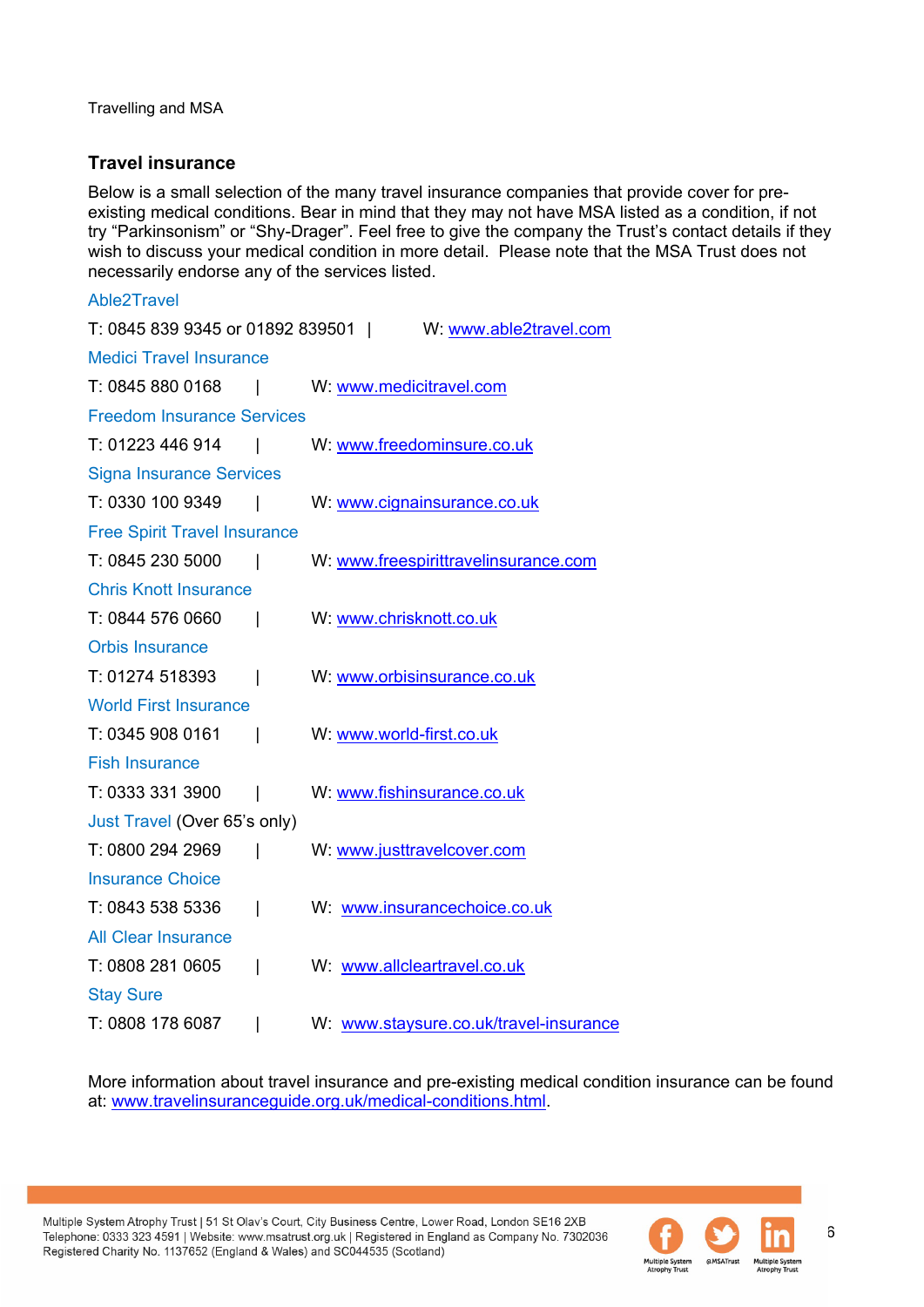## Travel insurance

Below is a small selection of the many travel insurance companies that provide cover for pre-existing medical conditions. Bear in mind that they may not have MSA listed as a condition, if not try "Parkinsonism" or "Shy-Drager". Feel free to give the company the Trust's contact details if they wish to discuss your medical condition in more detail. Please note that the MSA Trust does not necessarily endorse any of the services listed.

Able2Travel

T: 0845 839 9345 or 01892 839501 | W: www.able2travel.com

Medici Travel Insurance

T: 0845 880 0168 | W: www.medicitravel.com

Freedom Insurance Services

T: 01223 446 914 | W: www.freedominsure.co.uk

Signa Insurance Services

T: 0330 100 9349 | W: www.cignainsurance.co.uk

Free Spirit Travel Insurance

T: 0845 230 5000 | W: www.freespirittravelinsurance.com

Chris Knott Insurance

T: 0844 576 0660 | W: www.chrisknott.co.uk

Orbis Insurance

T: 01274 518393 | W: www.orbisinsurance.co.uk

World First Insurance

T: 0345 908 0161 | W: www.world-first.co.uk

Fish Insurance

T: 0333 331 3900 | W: www.fishinsurance.co.uk

Just Travel (Over 65's only)

T: 0800 294 2969 | W: www.justtravelcover.com

Insurance Choice

T: 0843 538 5336 | W: www.insurancechoice.co.uk

All Clear Insurance

T: 0808 281 0605 | W: www.allcleartravel.co.uk

Stay Sure

T: 0808 178 6087 | W: www.staysure.co.uk/travel-insurance

More information about travel insurance and pre-existing medical condition insurance can be found at: www.travelinsuranceguide.org.uk/medical-conditions.html.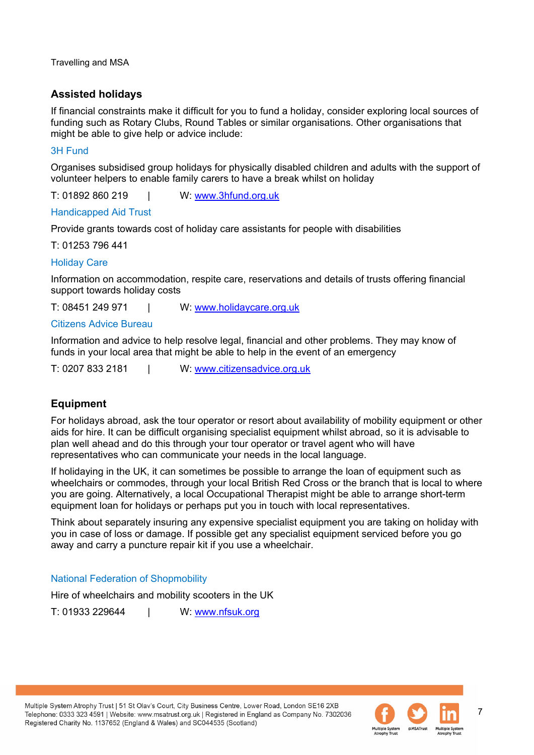## Assisted holidays

If financial constraints make it difficult for you to fund a holiday, consider exploring local sources of funding such as Rotary Clubs, Round Tables or similar organisations. Other organisations that might be able to give help or advice include:

### 3H Fund

Organises subsidised group holidays for physically disabled children and adults with the support of volunteer helpers to enable family carers to have a break whilst on holiday

T: 01892 860 219 | W: www.3hfund.org.uk

### Handicapped Aid Trust

Provide grants towards cost of holiday care assistants for people with disabilities

T: 01253 796 441

### Holiday Care

Information on accommodation, respite care, reservations and details of trusts offering financial support towards holiday costs

T: 08451 249 971 | W: www.holidaycare.org.uk

### Citizens Advice Bureau

Information and advice to help resolve legal, financial and other problems. They may know of funds in your local area that might be able to help in the event of an emergency

T: 0207 833 2181 | W: www.citizensadvice.org.uk

## Equipment

For holidays abroad, ask the tour operator or resort about availability of mobility equipment or other aids for hire. It can be difficult organising specialist equipment whilst abroad, so it is advisable to plan well ahead and do this through your tour operator or travel agent who will have representatives who can communicate your needs in the local language.

If holidaying in the UK, it can sometimes be possible to arrange the loan of equipment such as wheelchairs or commodes, through your local British Red Cross or the branch that is local to where you are going. Alternatively, a local Occupational Therapist might be able to arrange short-term equipment loan for holidays or perhaps put you in touch with local representatives.

Think about separately insuring any expensive specialist equipment you are taking on holiday with you in case of loss or damage. If possible get any specialist equipment serviced before you go away and carry a puncture repair kit if you use a wheelchair.

### National Federation of Shopmobility

Hire of wheelchairs and mobility scooters in the UK

T: 01933 229644 | W: www.nfsuk.org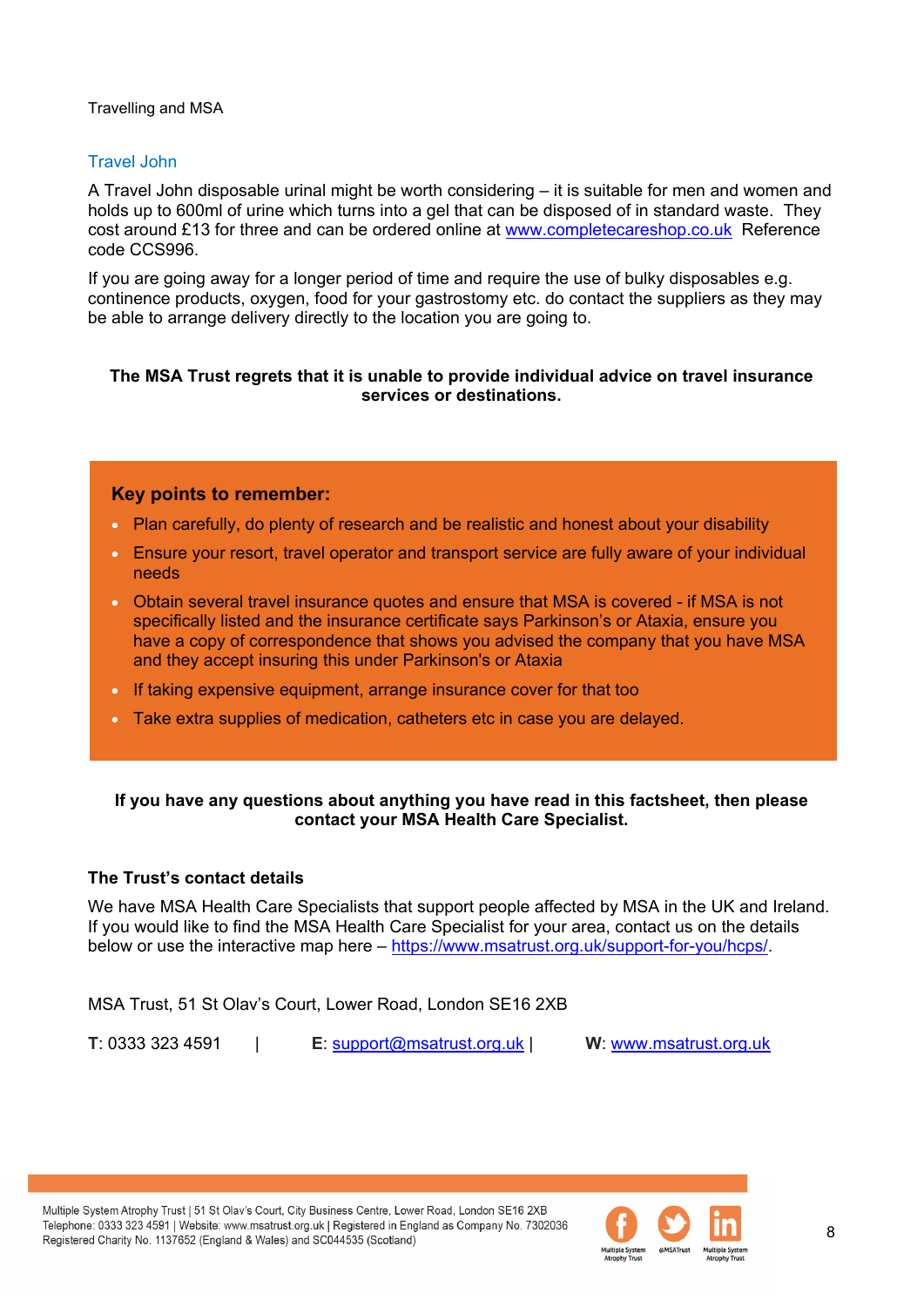## Travel John

A Travel John disposable urinal might be worth considering – it is suitable for men and women and holds up to 600ml of urine which turns into a gel that can be disposed of in standard waste. They cost around £13 for three and can be ordered online at www.completecareshop.co.uk Reference code CCS996.

If you are going away for a longer period of time and require the use of bulky disposables e.g. continence products, oxygen, food for your gastrostomy etc. do contact the suppliers as they may be able to arrange delivery directly to the location you are going to.

**The MSA Trust regrets that it is unable to provide individual advice on travel insurance services or destinations.**

### Key points to remember:

- Plan carefully, do plenty of research and be realistic and honest about your disability
- Ensure your resort, travel operator and transport service are fully aware of your individual needs
- Obtain several travel insurance quotes and ensure that MSA is covered - if MSA is not specifically listed and the insurance certificate says Parkinson's or Ataxia, ensure you have a copy of correspondence that shows you advised the company that you have MSA and they accept insuring this under Parkinson's or Ataxia
- If taking expensive equipment, arrange insurance cover for that too
- Take extra supplies of medication, catheters etc in case you are delayed.

**If you have any questions about anything you have read in this factsheet, then please contact your MSA Health Care Specialist.**

### The Trust's contact details

We have MSA Health Care Specialists that support people affected by MSA in the UK and Ireland. If you would like to find the MSA Health Care Specialist for your area, contact us on the details below or use the interactive map here – https://www.msatrust.org.uk/support-for-you/hcps/.

MSA Trust, 51 St Olav's Court, Lower Road, London SE16 2XB

**T**: 0333 323 4591 | **E**: support@msatrust.org.uk | **W**: www.msatrust.org.uk

Multiple System Atrophy Trust | 51 St Olav's Court, City Business Centre, Lower Road, London SE16 2XB
Telephone: 0333 323 4591 | Website: www.msatrust.org.uk | Registered in England as Company No. 7302036
Registered Charity No. 1137652 (England & Wales) and SC044535 (Scotland)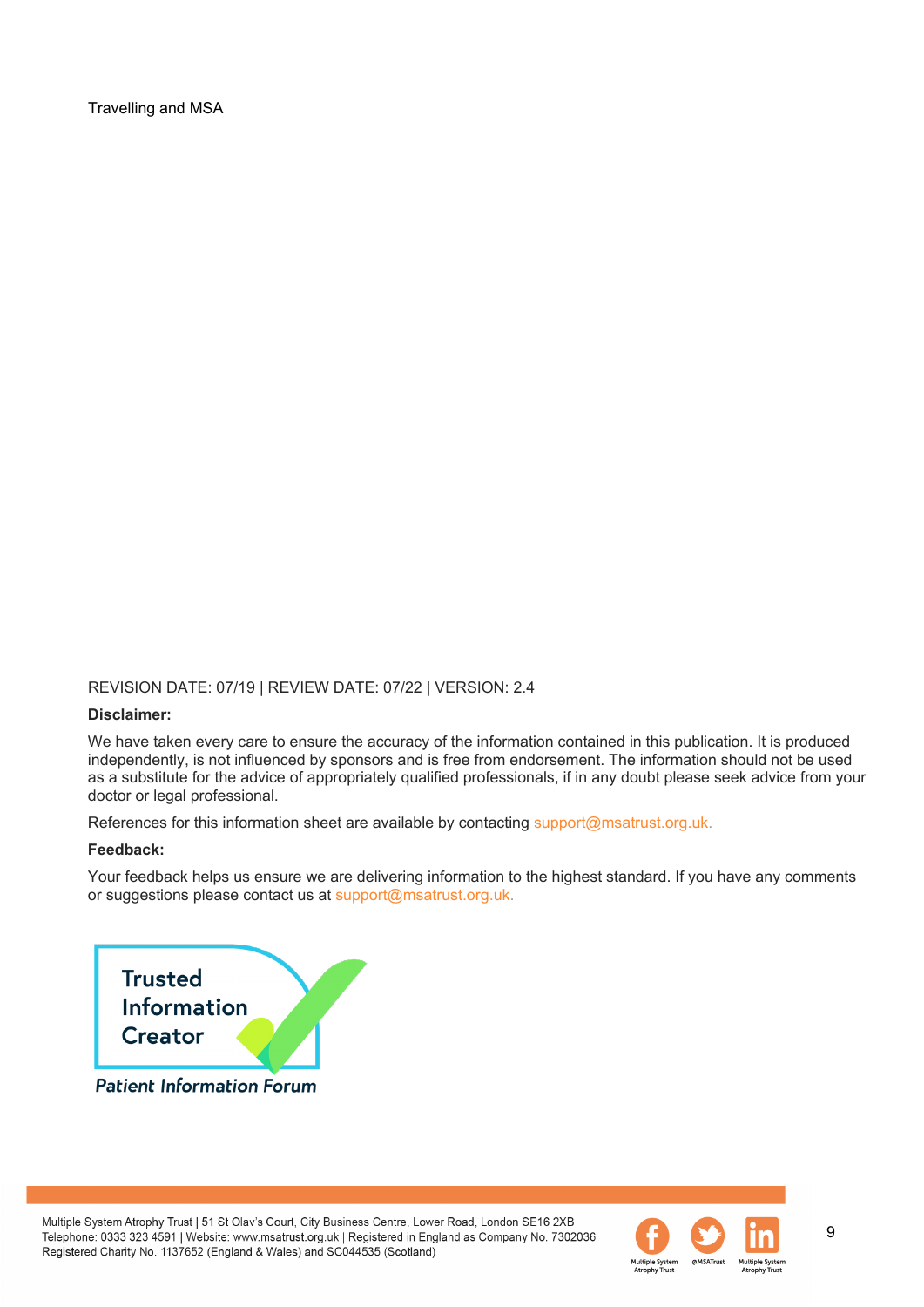REVISION DATE: 07/19 | REVIEW DATE: 07/22 | VERSION: 2.4

**Disclaimer:**

We have taken every care to ensure the accuracy of the information contained in this publication. It is produced independently, is not influenced by sponsors and is free from endorsement. The information should not be used as a substitute for the advice of appropriately qualified professionals, if in any doubt please seek advice from your doctor or legal professional.

References for this information sheet are available by contacting support@msatrust.org.uk.

**Feedback:**

Your feedback helps us ensure we are delivering information to the highest standard. If you have any comments or suggestions please contact us at support@msatrust.org.uk.

Trusted Information Creator

Patient Information Forum

Multiple System Atrophy Trust | 51 St Olav's Court, City Business Centre, Lower Road, London SE16 2XB
Telephone: 0333 323 4591 | Website: www.msatrust.org.uk | Registered in England as Company No. 7302036
Registered Charity No. 1137652 (England & Wales) and SC044535 (Scotland)